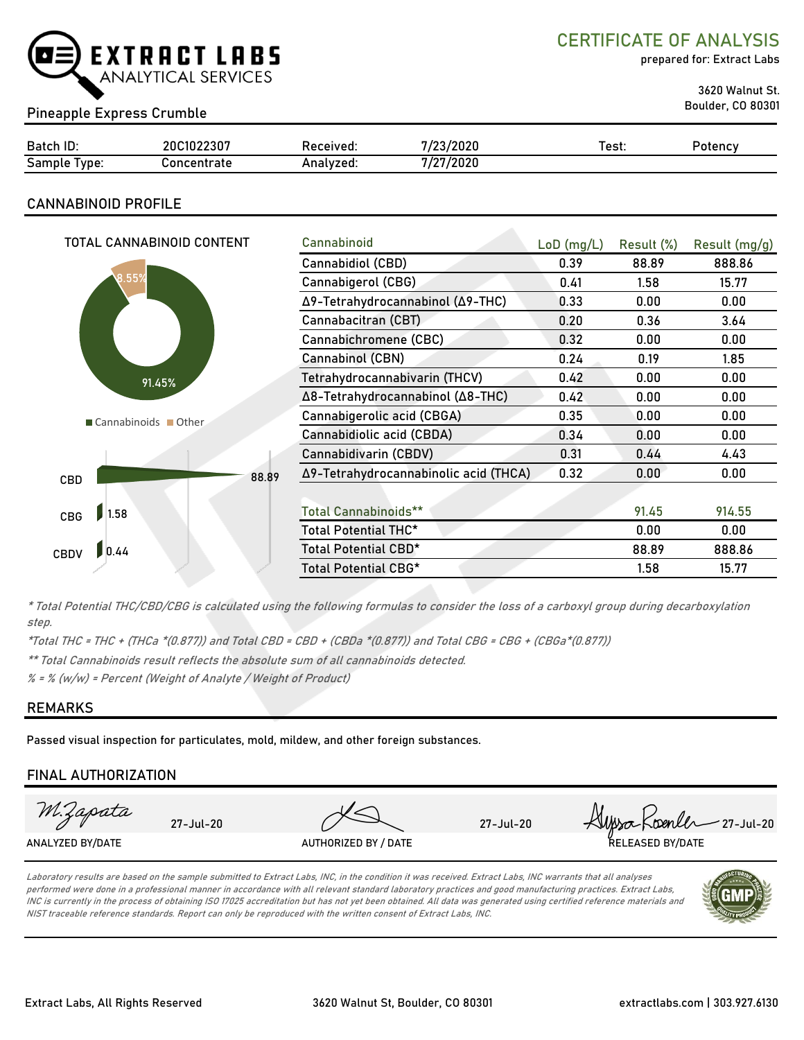EXTRACT LABS
ANALYTICAL SERVICES

# CERTIFICATE OF ANALYSIS

prepared for: Extract Labs

3620 Walnut St.
Boulder, CO 80301

Pineapple Express Crumble

| Batch ID: | 20C1022307 | Received: | 7/23/2020 | Test: | Potency |
|---|---|---|---|---|---|
| Sample Type: | Concentrate | Analyzed: | 7/27/2020 | | |

## CANNABINOID PROFILE

TOTAL CANNABINOID CONTENT

8.55%
91.45%

Cannabinoids   Other

CBD 88.89
CBG 1.58
CBDV 0.44

| Cannabinoid | LoD (mg/L) | Result (%) | Result (mg/g) |
|---|---|---|---|
| Cannabidiol (CBD) | 0.39 | 88.89 | 888.86 |
| Cannabigerol (CBG) | 0.41 | 1.58 | 15.77 |
| Δ9-Tetrahydrocannabinol (Δ9-THC) | 0.33 | 0.00 | 0.00 |
| Cannabacitran (CBT) | 0.20 | 0.36 | 3.64 |
| Cannabichromene (CBC) | 0.32 | 0.00 | 0.00 |
| Cannabinol (CBN) | 0.24 | 0.19 | 1.85 |
| Tetrahydrocannabivarin (THCV) | 0.42 | 0.00 | 0.00 |
| Δ8-Tetrahydrocannabinol (Δ8-THC) | 0.42 | 0.00 | 0.00 |
| Cannabigerolic acid (CBGA) | 0.35 | 0.00 | 0.00 |
| Cannabidiolic acid (CBDA) | 0.34 | 0.00 | 0.00 |
| Cannabidivarin (CBDV) | 0.31 | 0.44 | 4.43 |
| Δ9-Tetrahydrocannabinolic acid (THCA) | 0.32 | 0.00 | 0.00 |
| | | | |
| Total Cannabinoids** | | 91.45 | 914.55 |
| Total Potential THC* | | 0.00 | 0.00 |
| Total Potential CBD* | | 88.89 | 888.86 |
| Total Potential CBG* | | 1.58 | 15.77 |

*\* Total Potential THC/CBD/CBG is calculated using the following formulas to consider the loss of a carboxyl group during decarboxylation step.*

*\*Total THC = THC + (THCa \*(0.877)) and Total CBD = CBD + (CBDa \*(0.877)) and Total CBG = CBG + (CBGa\*(0.877))*

*\*\* Total Cannabinoids result reflects the absolute sum of all cannabinoids detected.*

*% = % (w/w) = Percent (Weight of Analyte / Weight of Product)*

## REMARKS

Passed visual inspection for particulates, mold, mildew, and other foreign substances.

## FINAL AUTHORIZATION

| M.Zapata 27-Jul-20 | 27-Jul-20 | Alyssa Roenler 27-Jul-20 |
|---|---|---|
| ANALYZED BY/DATE | AUTHORIZED BY / DATE | RELEASED BY/DATE |

*Laboratory results are based on the sample submitted to Extract Labs, INC, in the condition it was received. Extract Labs, INC warrants that all analyses performed were done in a professional manner in accordance with all relevant standard laboratory practices and good manufacturing practices. Extract Labs, INC is currently in the process of obtaining ISO 17025 accreditation but has not yet been obtained. All data was generated using certified reference materials and NIST traceable reference standards. Report can only be reproduced with the written consent of Extract Labs, INC.*

Extract Labs, All Rights Reserved    3620 Walnut St, Boulder, CO 80301    extractlabs.com | 303.927.6130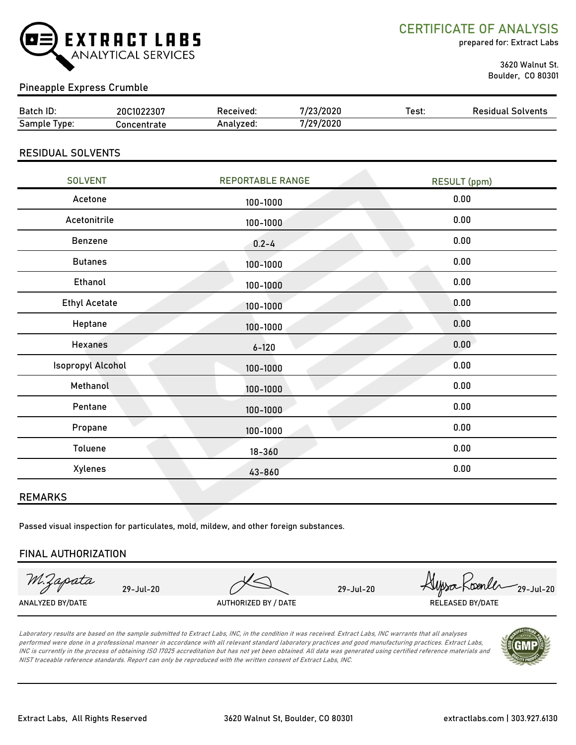**EXTRACT LABS**
ANALYTICAL SERVICES

# CERTIFICATE OF ANALYSIS

prepared for: Extract Labs

3620 Walnut St.
Boulder, CO 80301

## Pineapple Express Crumble

| Batch ID: | 20C1022307 | Received: | 7/23/2020 | Test: | Residual Solvents |
|---|---|---|---|---|---|
| Sample Type: | Concentrate | Analyzed: | 7/29/2020 | | |

## RESIDUAL SOLVENTS

| SOLVENT | REPORTABLE RANGE | RESULT (ppm) |
|---|---|---|
| Acetone | 100-1000 | 0.00 |
| Acetonitrile | 100-1000 | 0.00 |
| Benzene | 0.2-4 | 0.00 |
| Butanes | 100-1000 | 0.00 |
| Ethanol | 100-1000 | 0.00 |
| Ethyl Acetate | 100-1000 | 0.00 |
| Heptane | 100-1000 | 0.00 |
| Hexanes | 6-120 | 0.00 |
| Isopropyl Alcohol | 100-1000 | 0.00 |
| Methanol | 100-1000 | 0.00 |
| Pentane | 100-1000 | 0.00 |
| Propane | 100-1000 | 0.00 |
| Toluene | 18-360 | 0.00 |
| Xylenes | 43-860 | 0.00 |

## REMARKS

Passed visual inspection for particulates, mold, mildew, and other foreign substances.

## FINAL AUTHORIZATION

| M. Zapata 29-Jul-20 | 29-Jul-20 | Alyssa Roenler 29-Jul-20 |
|---|---|---|
| ANALYZED BY/DATE | AUTHORIZED BY / DATE | RELEASED BY/DATE |

*Laboratory results are based on the sample submitted to Extract Labs, INC, in the condition it was received. Extract Labs, INC warrants that all analyses performed were done in a professional manner in accordance with all relevant standard laboratory practices and good manufacturing practices. Extract Labs, INC is currently in the process of obtaining ISO 17025 accreditation but has not yet been obtained. All data was generated using certified reference materials and NIST traceable reference standards. Report can only be reproduced with the written consent of Extract Labs, INC.*

Extract Labs, All Rights Reserved | 3620 Walnut St, Boulder, CO 80301 | extractlabs.com | 303.927.6130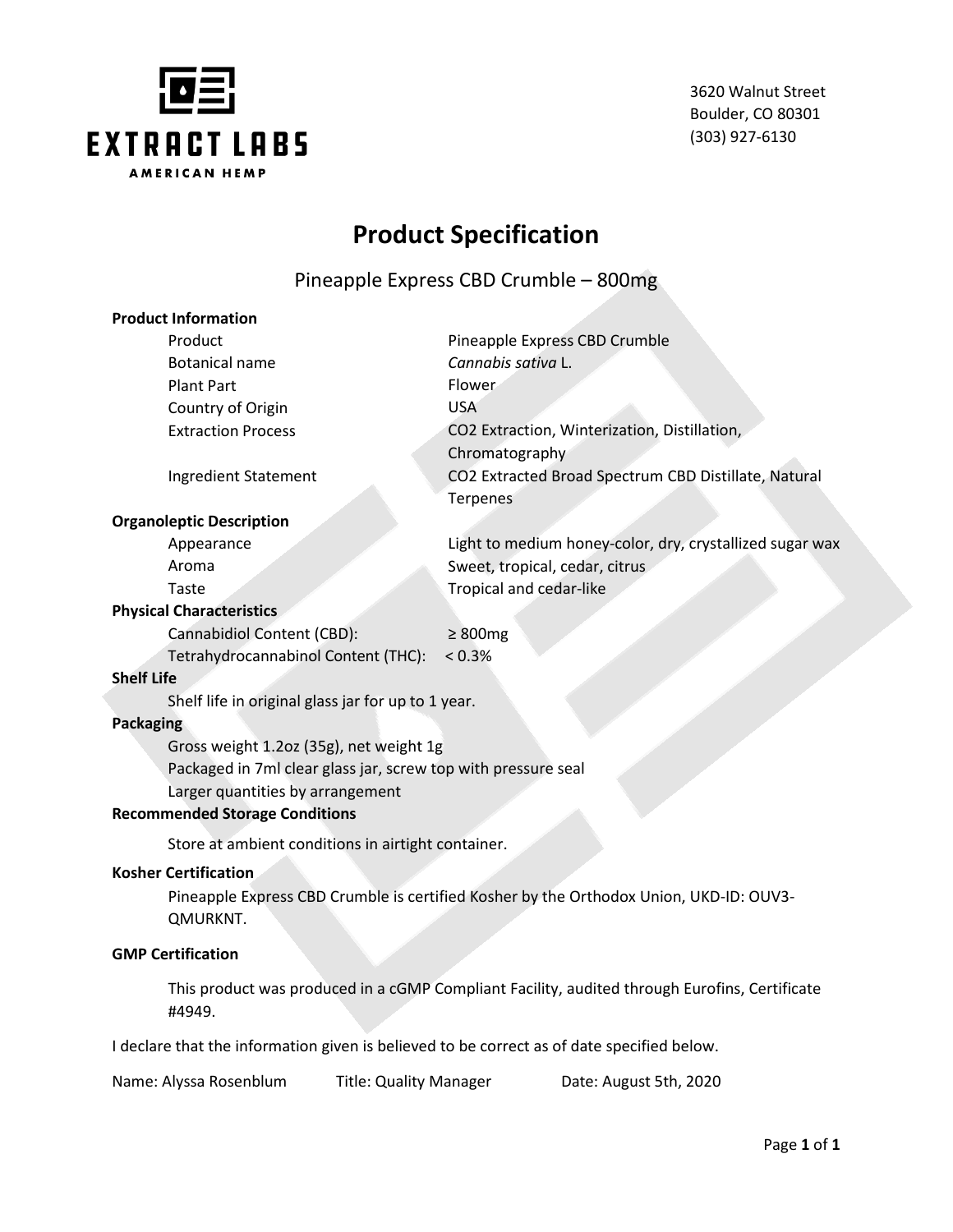# EXTRACT LABS

AMERICAN HEMP

3620 Walnut Street
Boulder, CO 80301
(303) 927-6130

## Product Specification

Pineapple Express CBD Crumble – 800mg

**Product Information**

| | |
|---|---|
| Product | Pineapple Express CBD Crumble |
| Botanical name | *Cannabis sativa* L. |
| Plant Part | Flower |
| Country of Origin | USA |
| Extraction Process | $CO_2$ Extraction, Winterization, Distillation, Chromatography |
| Ingredient Statement | $CO_2$ Extracted Broad Spectrum CBD Distillate, Natural Terpenes |

**Organoleptic Description**

| | |
|---|---|
| Appearance | Light to medium honey-color, dry, crystallized sugar wax |
| Aroma | Sweet, tropical, cedar, citrus |
| Taste | Tropical and cedar-like |

**Physical Characteristics**

| | |
|---|---|
| Cannabidiol Content (CBD): | ≥ 800mg |
| Tetrahydrocannabinol Content (THC): | < 0.3% |

**Shelf Life**

Shelf life in original glass jar for up to 1 year.

**Packaging**

Gross weight 1.2oz (35g), net weight 1g
Packaged in 7ml clear glass jar, screw top with pressure seal
Larger quantities by arrangement

**Recommended Storage Conditions**

Store at ambient conditions in airtight container.

**Kosher Certification**

Pineapple Express CBD Crumble is certified Kosher by the Orthodox Union, UKD-ID: OUV3-QMURKNT.

**GMP Certification**

This product was produced in a cGMP Compliant Facility, audited through Eurofins, Certificate #4949.

I declare that the information given is believed to be correct as of date specified below.

Name: Alyssa Rosenblum    Title: Quality Manager    Date: August 5th, 2020